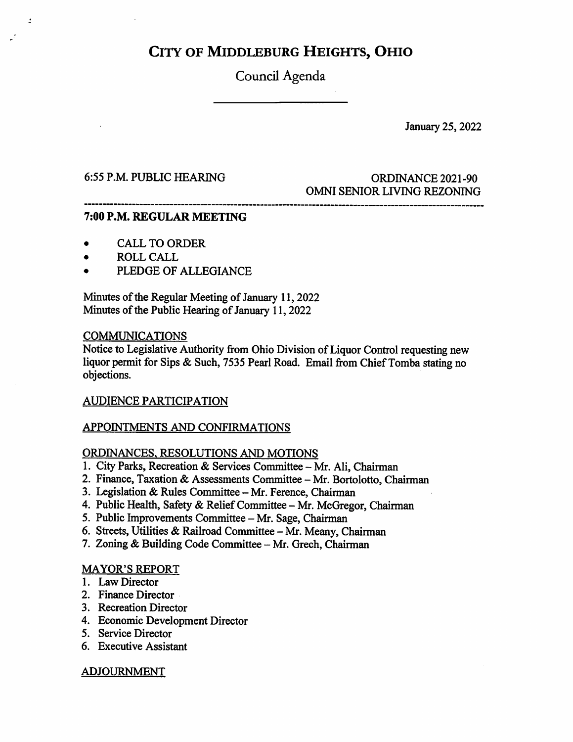# CITY OF MIDDLEBURG HEIGHTS, OHIO

## Council Agenda

January 25, 2022

6:55 P.M. PUBLIC HEARING — ORDINANCE 2021-90 OMNI SENIOR LIVING REZONING

---

**7:00 P.M. REGULAR MEETING**

- CALL TO ORDER
- ROLL CALL
- PLEDGE OF ALLEGIANCE

Minutes of the Regular Meeting of January 11, 2022
Minutes of the Public Hearing of January 11, 2022

COMMUNICATIONS

Notice to Legislative Authority from Ohio Division of Liquor Control requesting new liquor permit for Sips & Such, 7535 Pearl Road. Email from Chief Tomba stating no objections.

AUDIENCE PARTICIPATION

APPOINTMENTS AND CONFIRMATIONS

ORDINANCES, RESOLUTIONS AND MOTIONS

1. City Parks, Recreation & Services Committee – Mr. Ali, Chairman
2. Finance, Taxation & Assessments Committee – Mr. Bortolotto, Chairman
3. Legislation & Rules Committee – Mr. Ference, Chairman
4. Public Health, Safety & Relief Committee – Mr. McGregor, Chairman
5. Public Improvements Committee – Mr. Sage, Chairman
6. Streets, Utilities & Railroad Committee – Mr. Meany, Chairman
7. Zoning & Building Code Committee – Mr. Grech, Chairman

MAYOR'S REPORT

1. Law Director
2. Finance Director
3. Recreation Director
4. Economic Development Director
5. Service Director
6. Executive Assistant

ADJOURNMENT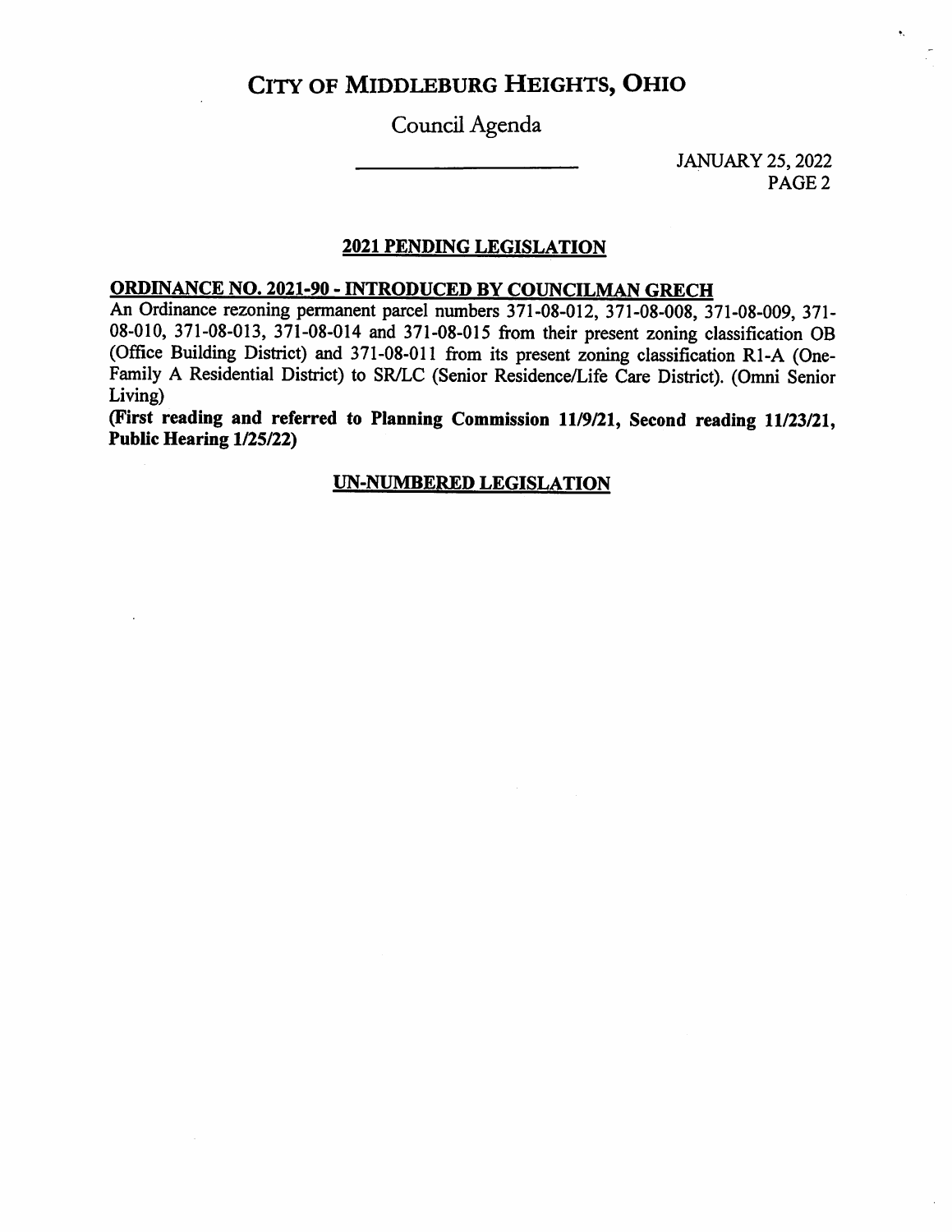# CITY OF MIDDLEBURG HEIGHTS, OHIO

Council Agenda

JANUARY 25, 2022

## 2021 PENDING LEGISLATION

### ORDINANCE NO. 2021-90 - INTRODUCED BY COUNCILMAN GRECH

An Ordinance rezoning permanent parcel numbers 371-08-012, 371-08-008, 371-08-009, 371-08-010, 371-08-013, 371-08-014 and 371-08-015 from their present zoning classification OB (Office Building District) and 371-08-011 from its present zoning classification R1-A (One-Family A Residential District) to SR/LC (Senior Residence/Life Care District). (Omni Senior Living)

**(First reading and referred to Planning Commission 11/9/21, Second reading 11/23/21, Public Hearing 1/25/22)**

## UN-NUMBERED LEGISLATION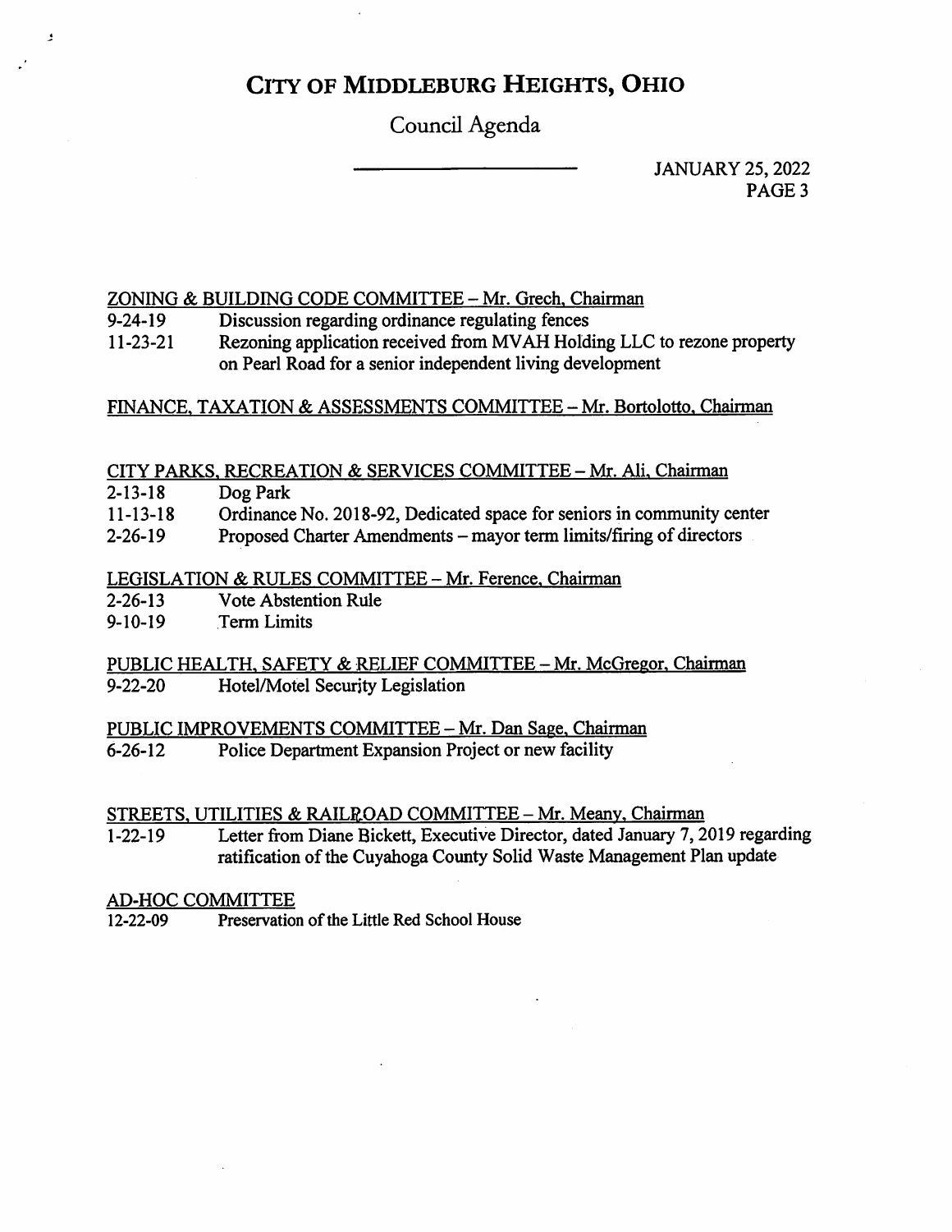ZONING & BUILDING CODE COMMITTEE – Mr. Grech, Chairman

9-24-19 Discussion regarding ordinance regulating fences

11-23-21 Rezoning application received from MVAH Holding LLC to rezone property on Pearl Road for a senior independent living development

FINANCE, TAXATION & ASSESSMENTS COMMITTEE – Mr. Bortolotto, Chairman

CITY PARKS, RECREATION & SERVICES COMMITTEE – Mr. Ali, Chairman

2-13-18 Dog Park

11-13-18 Ordinance No. 2018-92, Dedicated space for seniors in community center

2-26-19 Proposed Charter Amendments – mayor term limits/firing of directors

LEGISLATION & RULES COMMITTEE – Mr. Ference, Chairman

2-26-13 Vote Abstention Rule

9-10-19 Term Limits

PUBLIC HEALTH, SAFETY & RELIEF COMMITTEE – Mr. McGregor, Chairman

9-22-20 Hotel/Motel Security Legislation

PUBLIC IMPROVEMENTS COMMITTEE – Mr. Dan Sage, Chairman

6-26-12 Police Department Expansion Project or new facility

STREETS, UTILITIES & RAILROAD COMMITTEE – Mr. Meany, Chairman

1-22-19 Letter from Diane Bickett, Executive Director, dated January 7, 2019 regarding ratification of the Cuyahoga County Solid Waste Management Plan update

AD-HOC COMMITTEE

12-22-09 Preservation of the Little Red School House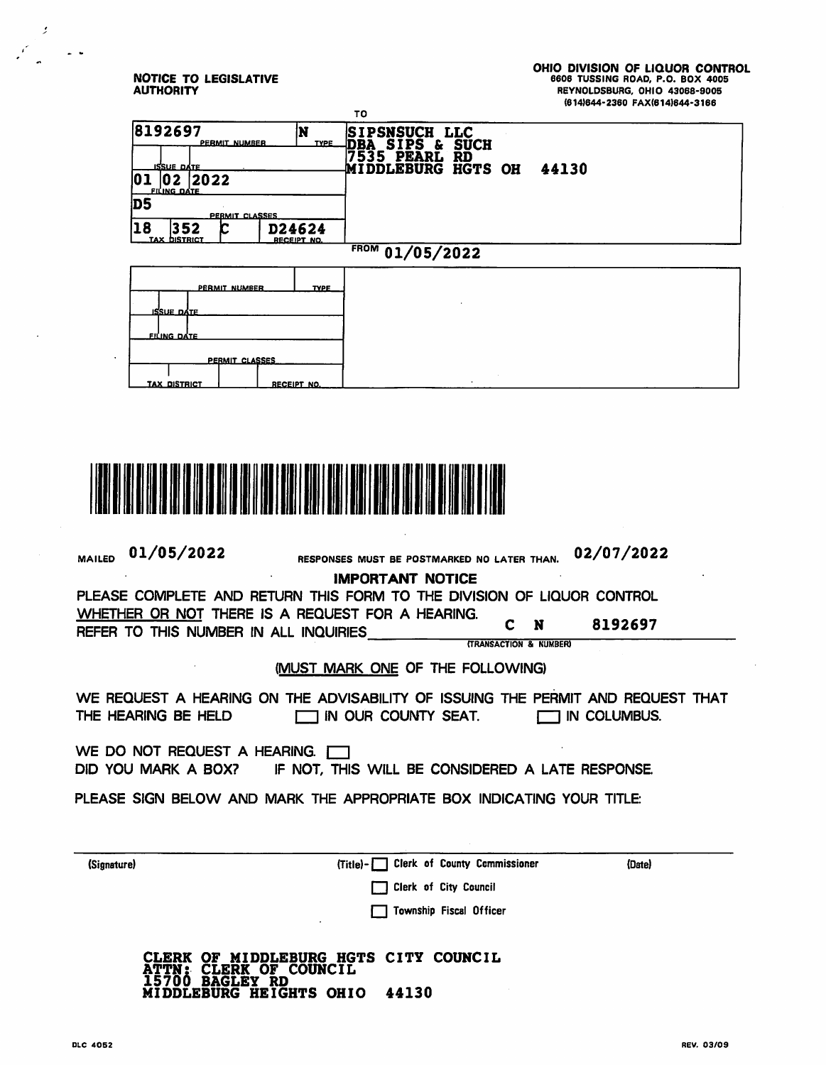**NOTICE TO LEGISLATIVE AUTHORITY**

**OHIO DIVISION OF LIQUOR CONTROL**
6606 TUSSING ROAD, P.O. BOX 4005
REYNOLDSBURG, OHIO 43068-9005
(614)644-2360 FAX(614)644-3166

TO

| | |
|---|---|
| 8192697 PERMIT NUMBER — N TYPE | SIPSNSUCH LLC |
| ISSUE DATE | DBA SIPS & SUCH |
| 01 02 2022 FILING DATE | 7535 PEARL RD |
| D5 PERMIT CLASSES | MIDDLEBURG HGTS OH 44130 |
| 18 352 C TAX DISTRICT — D24624 RECEIPT NO. | |

FROM 01/05/2022

| | |
|---|---|
| PERMIT NUMBER — TYPE | |
| ISSUE DATE | |
| FILING DATE | |
| PERMIT CLASSES | |
| TAX DISTRICT — RECEIPT NO. | |

MAILED 01/05/2022 RESPONSES MUST BE POSTMARKED NO LATER THAN. 02/07/2022

**IMPORTANT NOTICE**

PLEASE COMPLETE AND RETURN THIS FORM TO THE DIVISION OF LIQUOR CONTROL WHETHER OR NOT THERE IS A REQUEST FOR A HEARING.

REFER TO THIS NUMBER IN ALL INQUIRIES C N 8192697 (TRANSACTION & NUMBER)

(MUST MARK ONE OF THE FOLLOWING)

WE REQUEST A HEARING ON THE ADVISABILITY OF ISSUING THE PERMIT AND REQUEST THAT THE HEARING BE HELD ☐ IN OUR COUNTY SEAT. ☐ IN COLUMBUS.

WE DO NOT REQUEST A HEARING. ☐

DID YOU MARK A BOX? IF NOT, THIS WILL BE CONSIDERED A LATE RESPONSE.

PLEASE SIGN BELOW AND MARK THE APPROPRIATE BOX INDICATING YOUR TITLE:

(Signature) (Title)- ☐ Clerk of County Commissioner (Date)

☐ Clerk of City Council

☐ Township Fiscal Officer

CLERK OF MIDDLEBURG HGTS CITY COUNCIL
ATTN: CLERK OF COUNCIL
15700 BAGLEY RD
MIDDLEBURG HEIGHTS OHIO 44130

DLC 4052 REV. 03/09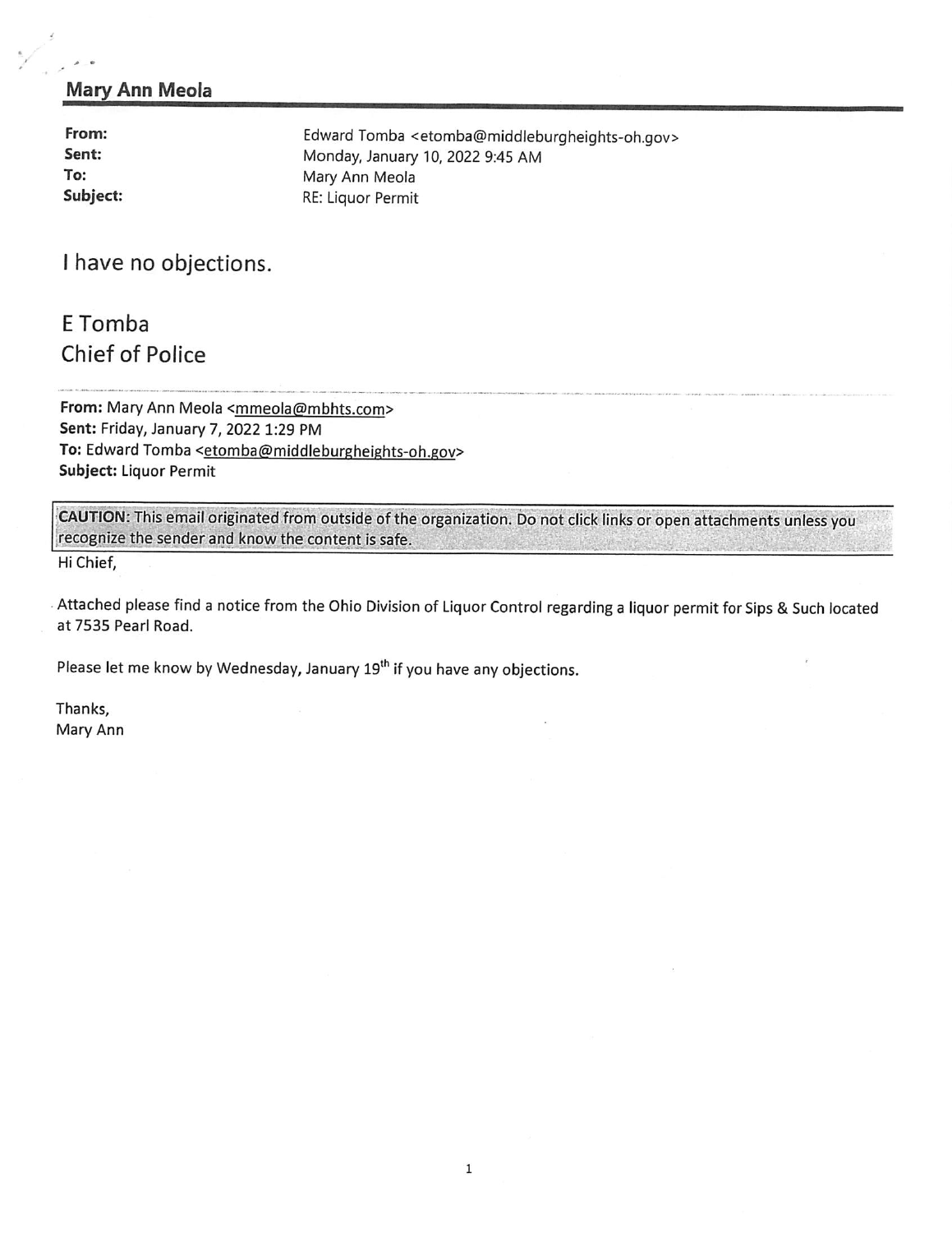## Mary Ann Meola

| | |
|---|---|
| **From:** | Edward Tomba <etomba@middleburgheights-oh.gov> |
| **Sent:** | Monday, January 10, 2022 9:45 AM |
| **To:** | Mary Ann Meola |
| **Subject:** | RE: Liquor Permit |

I have no objections.

E Tomba
Chief of Police

---

**From:** Mary Ann Meola <mmeola@mbhts.com>
**Sent:** Friday, January 7, 2022 1:29 PM
**To:** Edward Tomba <etomba@middleburgheights-oh.gov>
**Subject:** Liquor Permit

**CAUTION:** This email originated from outside of the organization. Do not click links or open attachments unless you recognize the sender and know the content is safe.

Hi Chief,

Attached please find a notice from the Ohio Division of Liquor Control regarding a liquor permit for Sips & Such located at 7535 Pearl Road.

Please let me know by Wednesday, January 19th if you have any objections.

Thanks,
Mary Ann